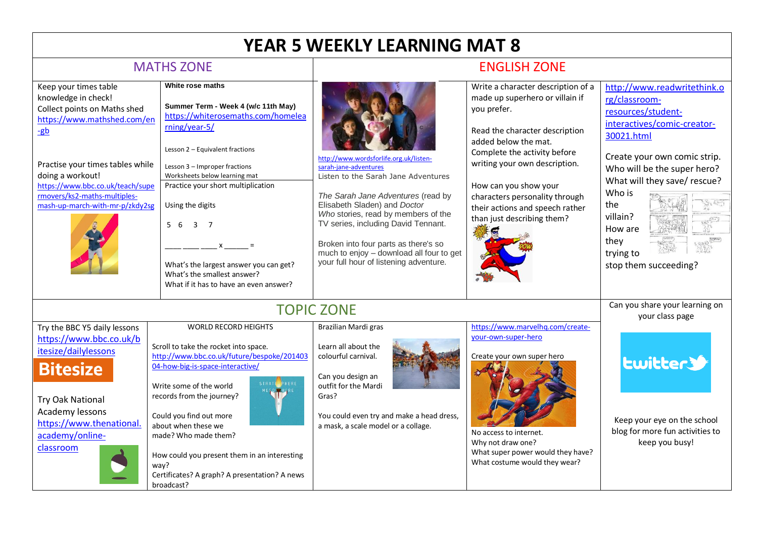# YEAR 5 WEEKLY LEARNING MAT 8

## MATHS ZONE

Keep your times table knowledge in check!
Collect points on Maths shed
https://www.mathshed.com/en-gb

Practise your times tables while doing a workout!
https://www.bbc.co.uk/teach/supermovers/ks2-maths-multiples-mash-up-march-with-mr-p/zkdy2sg

**White rose maths**

**Summer Term - Week 4 (w/c 11th May)**
https://whiterosemaths.com/homelearning/year-5/

Lesson 2 – Equivalent fractions

Lesson 3 – Improper fractions
Worksheets below learning mat

Practice your short multiplication

Using the digits

5 6 3 7

\_\_\_\_ \_\_\_\_ \_\_\_\_ x \_\_\_\_\_\_ =

What's the largest answer you can get?
What's the smallest answer?
What if it has to have an even answer?

## ENGLISH ZONE

http://www.wordsforlife.org.uk/listen-sarah-jane-adventures
Listen to the Sarah Jane Adventures

*The Sarah Jane Adventures* (read by Elisabeth Sladen) and *Doctor Who* stories, read by members of the TV series, including David Tennant.

Broken into four parts as there's so much to enjoy – download all four to get your full hour of listening adventure.

Write a character description of a made up superhero or villain if you prefer.

Read the character description added below the mat.
Complete the activity before writing your own description.

How can you show your characters personality through their actions and speech rather than just describing them?

http://www.readwritethink.org/classroom-resources/student-interactives/comic-creator-30021.html

Create your own comic strip.
Who will be the super hero?
What will they save/ rescue?
Who is the villain?
How are they trying to stop them succeeding?

## TOPIC ZONE

Try the BBC Y5 daily lessons
https://www.bbc.co.uk/bitesize/dailylessons

Bitesize

Try Oak National Academy lessons
https://www.thenational.academy/online-classroom

WORLD RECORD HEIGHTS

Scroll to take the rocket into space.
http://www.bbc.co.uk/future/bespoke/20140304-how-big-is-space-interactive/

Write some of the world records from the journey?

Could you find out more about when these we made? Who made them?

How could you present them in an interesting way?
Certificates? A graph? A presentation? A news broadcast?

Brazilian Mardi gras

Learn all about the colourful carnival.

Can you design an outfit for the Mardi Gras?

You could even try and make a head dress, a mask, a scale model or a collage.

https://www.marvelhq.com/create-your-own-super-hero

Create your own super hero

No access to internet.
Why not draw one?
What super power would they have?
What costume would they wear?

Can you share your learning on your class page

twitter

Keep your eye on the school blog for more fun activities to keep you busy!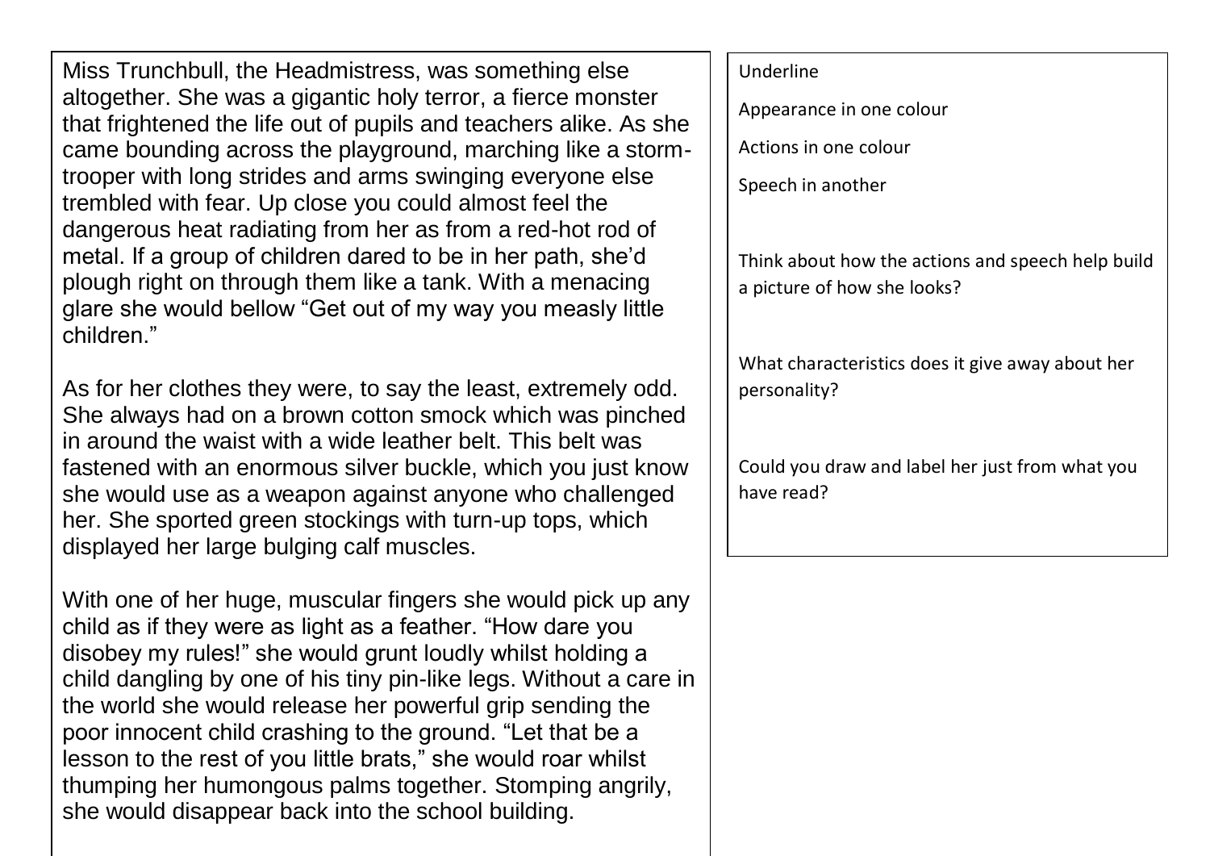Miss Trunchbull, the Headmistress, was something else altogether. She was a gigantic holy terror, a fierce monster that frightened the life out of pupils and teachers alike. As she came bounding across the playground, marching like a storm-trooper with long strides and arms swinging everyone else trembled with fear. Up close you could almost feel the dangerous heat radiating from her as from a red-hot rod of metal. If a group of children dared to be in her path, she'd plough right on through them like a tank. With a menacing glare she would bellow "Get out of my way you measly little children."

As for her clothes they were, to say the least, extremely odd. She always had on a brown cotton smock which was pinched in around the waist with a wide leather belt. This belt was fastened with an enormous silver buckle, which you just know she would use as a weapon against anyone who challenged her. She sported green stockings with turn-up tops, which displayed her large bulging calf muscles.

With one of her huge, muscular fingers she would pick up any child as if they were as light as a feather. "How dare you disobey my rules!" she would grunt loudly whilst holding a child dangling by one of his tiny pin-like legs. Without a care in the world she would release her powerful grip sending the poor innocent child crashing to the ground. "Let that be a lesson to the rest of you little brats," she would roar whilst thumping her humongous palms together. Stomping angrily, she would disappear back into the school building.

Underline

Appearance in one colour

Actions in one colour

Speech in another

Think about how the actions and speech help build a picture of how she looks?

What characteristics does it give away about her personality?

Could you draw and label her just from what you have read?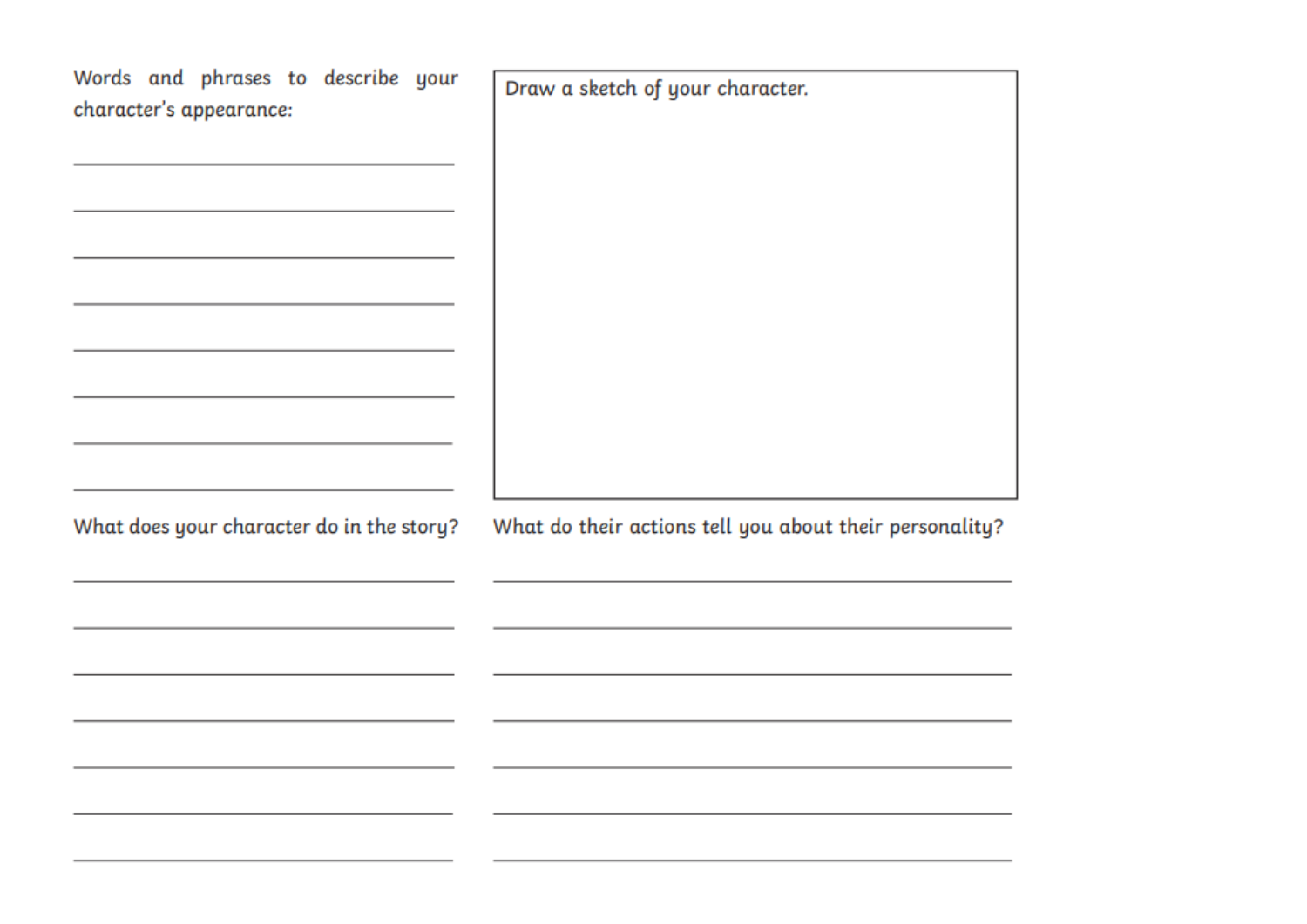Words and phrases to describe your character's appearance:

________________________________________

________________________________________

________________________________________

________________________________________

________________________________________

________________________________________

________________________________________

________________________________________

Draw a sketch of your character.

What does your character do in the story?

________________________________________

________________________________________

________________________________________

________________________________________

________________________________________

________________________________________

________________________________________

What do their actions tell you about their personality?

________________________________________

________________________________________

________________________________________

________________________________________

________________________________________

________________________________________

________________________________________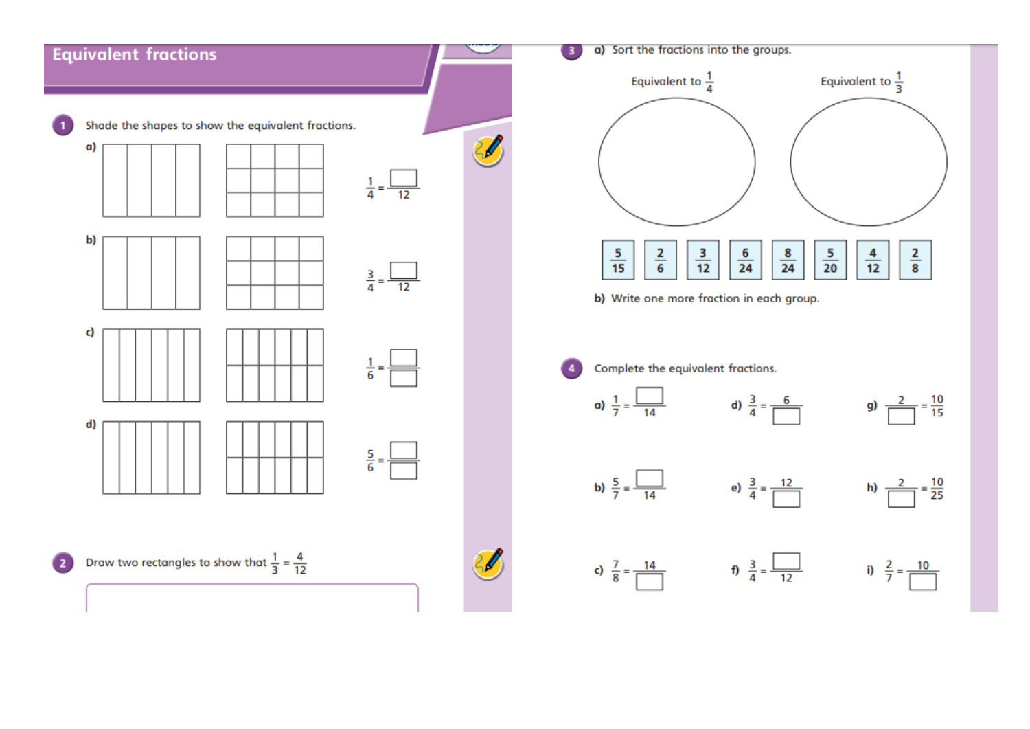# Equivalent fractions

**1** Shade the shapes to show the equivalent fractions.

a) $\frac{1}{4} = \frac{\square}{12}$

b) $\frac{3}{4} = \frac{\square}{12}$

c) $\frac{1}{6} = \frac{\square}{\square}$

d) $\frac{5}{6} = \frac{\square}{\square}$

**2** Draw two rectangles to show that $\frac{1}{3} = \frac{4}{12}$

**3** a) Sort the fractions into the groups.

Equivalent to $\frac{1}{4}$

Equivalent to $\frac{1}{3}$

$\frac{5}{15}$ $\frac{2}{6}$ $\frac{3}{12}$ $\frac{6}{24}$ $\frac{8}{24}$ $\frac{5}{20}$ $\frac{4}{12}$ $\frac{2}{8}$

b) Write one more fraction in each group.

**4** Complete the equivalent fractions.

a) $\frac{1}{7} = \frac{\square}{14}$

b) $\frac{5}{7} = \frac{\square}{14}$

c) $\frac{7}{8} = \frac{14}{\square}$

d) $\frac{3}{4} = \frac{6}{\square}$

e) $\frac{3}{4} = \frac{12}{\square}$

f) $\frac{3}{4} = \frac{\square}{12}$

g) $\frac{2}{\square} = \frac{10}{15}$

h) $\frac{2}{\square} = \frac{10}{25}$

i) $\frac{2}{7} = \frac{10}{\square}$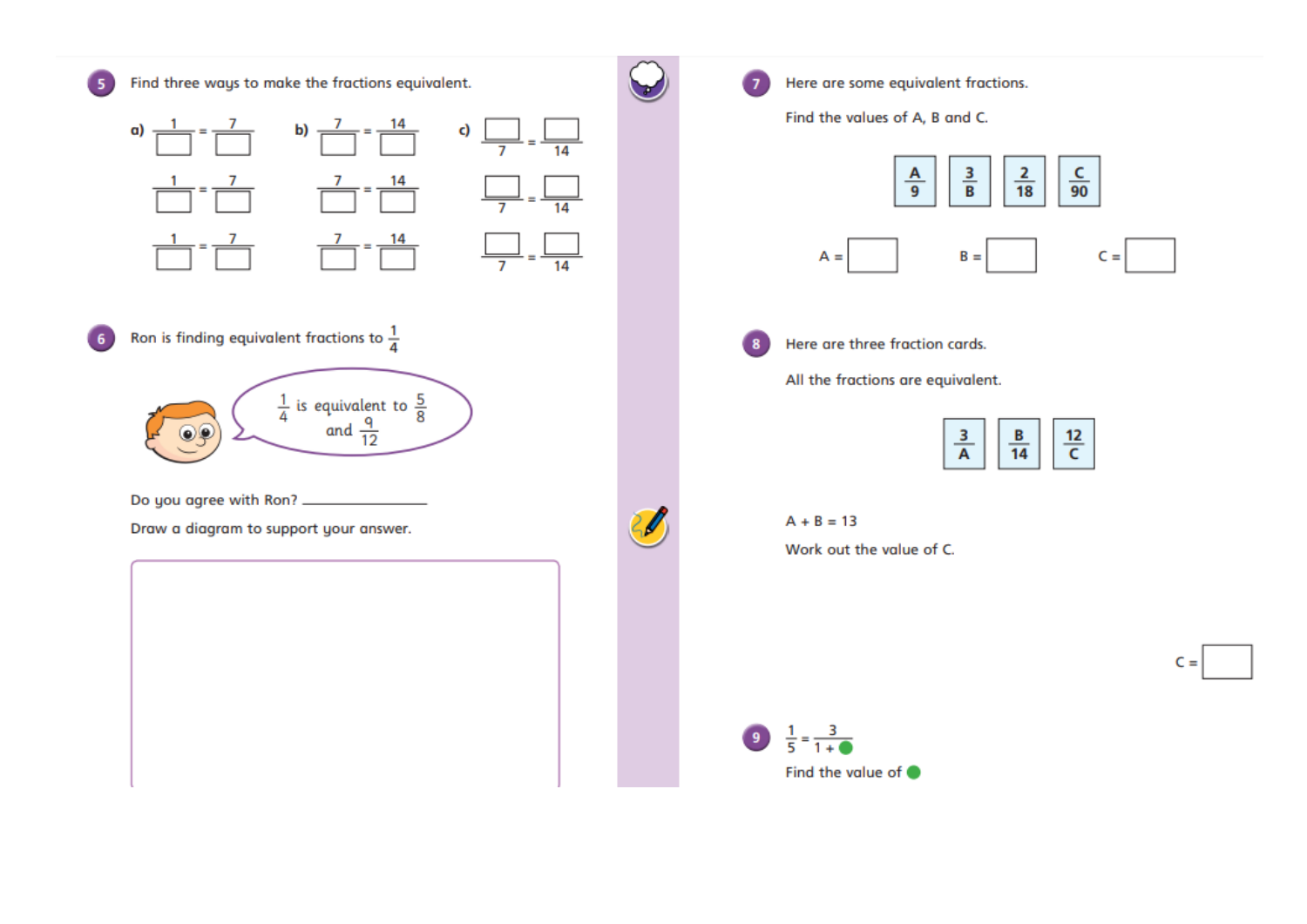**5** Find three ways to make the fractions equivalent.

a) $\frac{1}{\square} = \frac{7}{\square}$ b) $\frac{7}{\square} = \frac{14}{\square}$ c) $\frac{\square}{7} = \frac{\square}{14}$

$\frac{1}{\square} = \frac{7}{\square}$ $\frac{7}{\square} = \frac{14}{\square}$ $\frac{\square}{7} = \frac{\square}{14}$

$\frac{1}{\square} = \frac{7}{\square}$ $\frac{7}{\square} = \frac{14}{\square}$ $\frac{\square}{7} = \frac{\square}{14}$

**6** Ron is finding equivalent fractions to $\frac{1}{4}$

$\frac{1}{4}$ is equivalent to $\frac{5}{8}$ and $\frac{9}{12}$

Do you agree with Ron? ______________

Draw a diagram to support your answer.

**7** Here are some equivalent fractions.

Find the values of A, B and C.

$\frac{A}{9}$ $\frac{3}{B}$ $\frac{2}{18}$ $\frac{C}{90}$

A = $\square$ B = $\square$ C = $\square$

**8** Here are three fraction cards.

All the fractions are equivalent.

$\frac{3}{A}$ $\frac{B}{14}$ $\frac{12}{C}$

A + B = 13

Work out the value of C.

C = $\square$

**9** $\frac{1}{5} = \frac{3}{1 + ●}$

Find the value of ●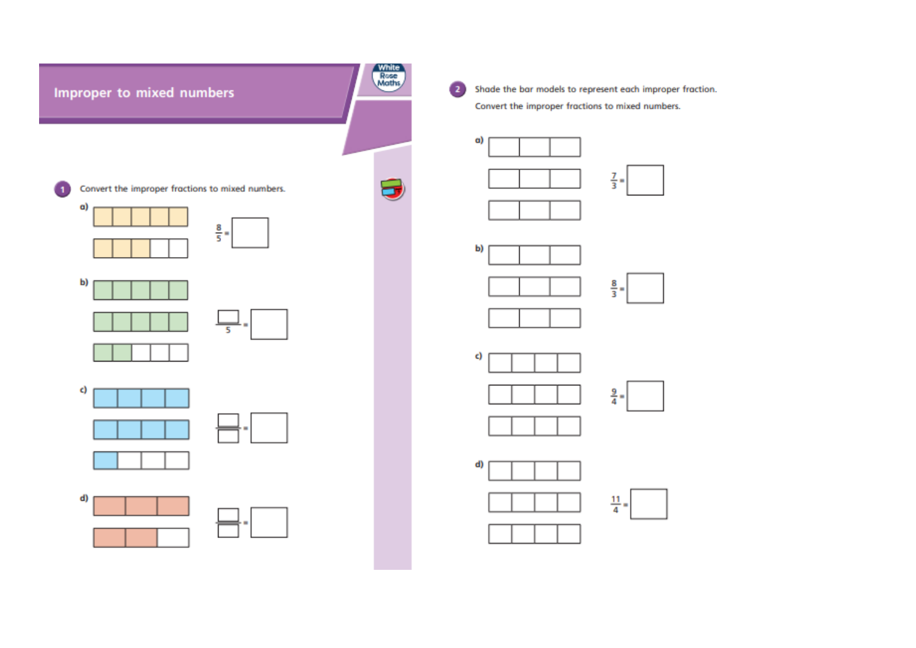# Improper to mixed numbers

**1** Convert the improper fractions to mixed numbers.

a) $\frac{8}{5} = $ ☐

b) $\frac{☐}{5} = $ ☐

c) $\frac{☐}{☐} = $ ☐

d) $\frac{☐}{☐} = $ ☐

**2** Shade the bar models to represent each improper fraction.

Convert the improper fractions to mixed numbers.

a) $\frac{7}{3} = $ ☐

b) $\frac{8}{3} = $ ☐

c) $\frac{9}{4} = $ ☐

d) $\frac{11}{4} = $ ☐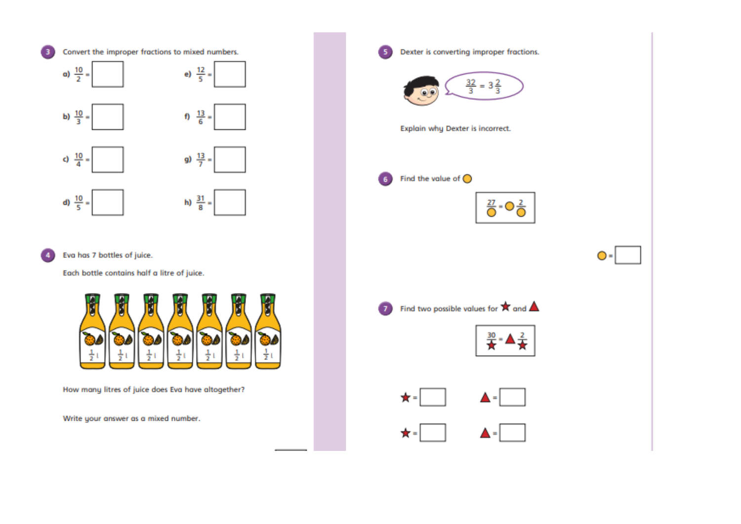**3** Convert the improper fractions to mixed numbers.

a) $\frac{10}{2}$ = ☐

b) $\frac{10}{3}$ = ☐

c) $\frac{10}{4}$ = ☐

d) $\frac{10}{5}$ = ☐

e) $\frac{12}{5}$ = ☐

f) $\frac{13}{6}$ = ☐

g) $\frac{13}{7}$ = ☐

h) $\frac{31}{8}$ = ☐

**4** Eva has 7 bottles of juice.

Each bottle contains half a litre of juice.

$\frac{1}{2}$ l $\frac{1}{2}$ l $\frac{1}{2}$ l $\frac{1}{2}$ l $\frac{1}{2}$ l $\frac{1}{2}$ l $\frac{1}{2}$ l

How many litres of juice does Eva have altogether?

Write your answer as a mixed number.

**5** Dexter is converting improper fractions.

$\frac{32}{3} = 3\frac{2}{3}$

Explain why Dexter is incorrect.

**6** Find the value of ○

$\frac{27}{○} = ○\frac{2}{○}$

○ = ☐

**7** Find two possible values for ★ and ▲

$\frac{30}{★} = ▲\frac{2}{★}$

★ = ☐ ▲ = ☐

★ = ☐ ▲ = ☐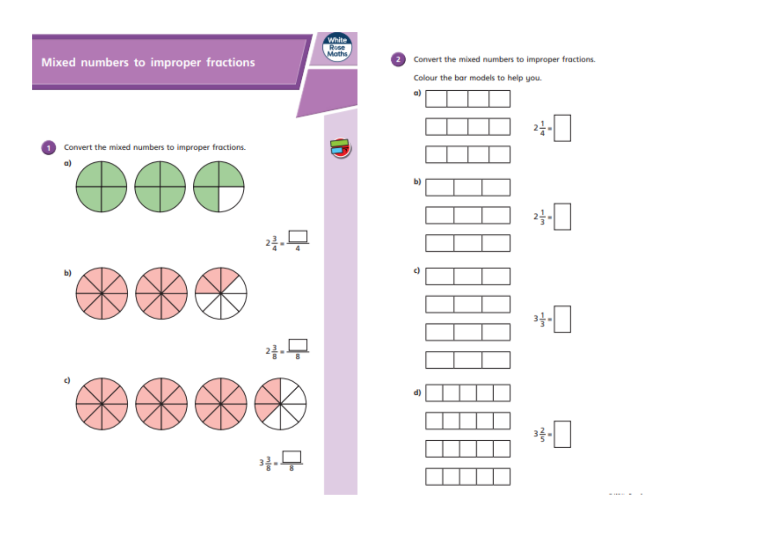# Mixed numbers to improper fractions

**1** Convert the mixed numbers to improper fractions.

a)

$2\frac{3}{4} = \frac{\square}{4}$

b)

$2\frac{3}{8} = \frac{\square}{8}$

c)

$3\frac{3}{8} = \frac{\square}{8}$

**2** Convert the mixed numbers to improper fractions.

Colour the bar models to help you.

a) $2\frac{1}{4} = \square$

b) $2\frac{1}{3} = \square$

c) $3\frac{1}{3} = \square$

d) $3\frac{2}{5} = \square$